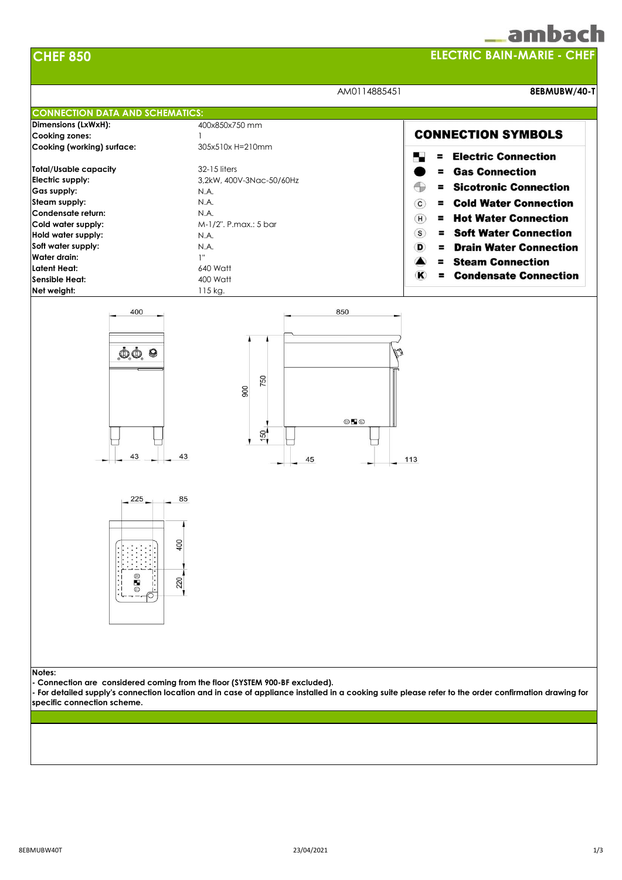ambach

# CHEF 850

## ELECTRIC BAIN-MARIE - CHEF

AM0114885451 **8EBMUBW/40-T**

## CONNECTION DATA AND SCHEMATICS:

| | |
|---|---|
| **Dimensions (LxWxH):** | 400x850x750 mm |
| **Cooking zones:** | 1 |
| **Cooking (working) surface:** | 305x510x H=210mm |
| **Total/Usable capacity** | 32-15 liters |
| **Electric supply:** | 3,2kW, 400V-3Nac-50/60Hz |
| **Gas supply:** | N.A. |
| **Steam supply:** | N.A. |
| **Condensate return:** | N.A. |
| **Cold water supply:** | M-1/2". P.max.: 5 bar |
| **Hold water supply:** | N.A. |
| **Soft water supply:** | N.A. |
| **Water drain:** | 1" |
| **Latent Heat:** | 640 Watt |
| **Sensible Heat:** | 400 Watt |
| **Net weight:** | 115 kg. |

### CONNECTION SYMBOLS

- **= Electric Connection**
- **= Gas Connection**
- **= Sicotronic Connection**
- **(C) = Cold Water Connection**
- **(H) = Hot Water Connection**
- **(S) = Soft Water Connection**
- **(D) = Drain Water Connection**
- **= Steam Connection**
- **(K) = Condensate Connection**

**Notes:**

**- Connection are considered coming from the floor (SYSTEM 900-BF excluded).**

**- For detailed supply's connection location and in case of appliance installed in a cooking suite please refer to the order confirmation drawing for specific connection scheme.**

8EBMUBW40T 23/04/2021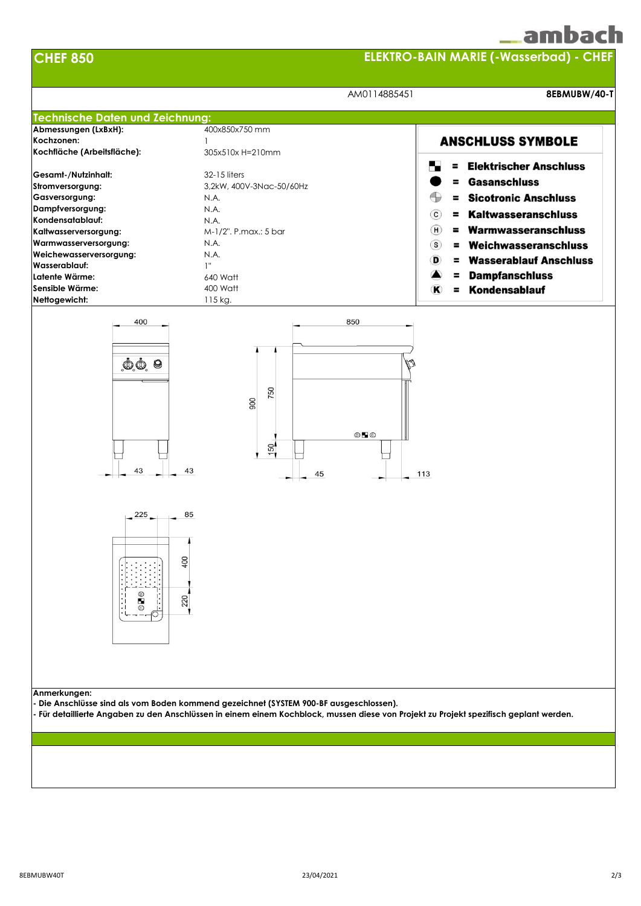ambach

# CHEF 850

## ELEKTRO-BAIN MARIE (-Wasserbad) - CHEF

AM0114885451 **8EBMUBW/40-T**

## Technische Daten und Zeichnung:

| | |
|---|---|
| **Abmessungen (LxBxH):** | 400x850x750 mm |
| **Kochzonen:** | 1 |
| **Kochfläche (Arbeitsfläche):** | 305x510x H=210mm |
| **Gesamt-/Nutzinhalt:** | 32-15 liters |
| **Stromversorgung:** | 3,2kW, 400V-3Nac-50/60Hz |
| **Gasversorgung:** | N.A. |
| **Dampfversorgung:** | N.A. |
| **Kondensatablauf:** | N.A. |
| **Kaltwasserversorgung:** | M-1/2". P.max.: 5 bar |
| **Warmwasserversorgung:** | N.A. |
| **Weichewasserversorgung:** | N.A. |
| **Wasserablauf:** | 1" |
| **Latente Wärme:** | 640 Watt |
| **Sensible Wärme:** | 400 Watt |
| **Nettogewicht:** | 115 kg. |

### ANSCHLUSS SYMBOLE

- ■ = **Elektrischer Anschluss**
- ● = **Gasanschluss**
- = **Sicotronic Anschluss**
- (C) = **Kaltwasseranschluss**
- (H) = **Warmwasseranschluss**
- (S) = **Weichwasseranschluss**
- (D) = **Wasserablauf Anschluss**
- ▲ = **Dampfanschluss**
- (K) = **Kondensablauf**

400 850 900 750 150 43 43 45 113 225 85 400 220

**Anmerkungen:**

- **Die Anschlüsse sind als vom Boden kommend gezeichnet (SYSTEM 900-BF ausgeschlossen).**
- **Für detaillierte Angaben zu den Anschlüssen in einem einem Kochblock, mussen diese von Projekt zu Projekt spezifisch geplant werden.**

8EBMUBW40T 23/04/2021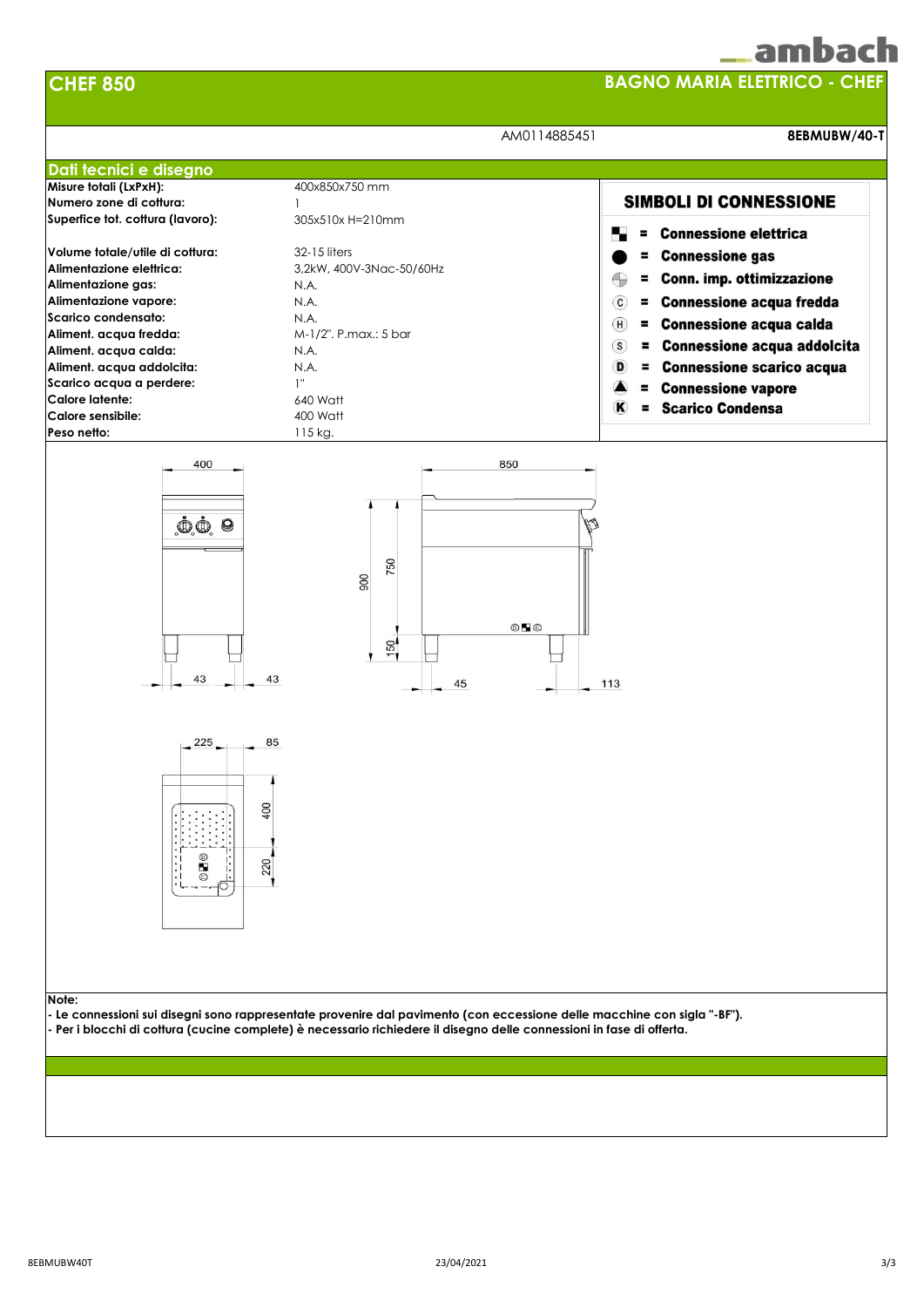# CHEF 850

## BAGNO MARIA ELETTRICO - CHEF

AM0114885451 **8EBMUBW/40-T**

## Dati tecnici e disegno

| | |
|---|---|
| **Misure totali (LxPxH):** | 400x850x750 mm |
| **Numero zone di cottura:** | 1 |
| **Superfice tot. cottura (lavoro):** | 305x510x H=210mm |
| **Volume totale/utile di cottura:** | 32-15 liters |
| **Alimentazione elettrica:** | 3,2kW, 400V-3Nac-50/60Hz |
| **Alimentazione gas:** | N.A. |
| **Alimentazione vapore:** | N.A. |
| **Scarico condensato:** | N.A. |
| **Aliment. acqua fredda:** | M-1/2". P.max.: 5 bar |
| **Aliment. acqua calda:** | N.A. |
| **Aliment. acqua addolcita:** | N.A. |
| **Scarico acqua a perdere:** | 1" |
| **Calore latente:** | 640 Watt |
| **Calore sensibile:** | 400 Watt |
| **Peso netto:** | 115 kg. |

### SIMBOLI DI CONNESSIONE

- **= Connessione elettrica**
- **= Connessione gas**
- **= Conn. imp. ottimizzazione**
- C **= Connessione acqua fredda**
- H **= Connessione acqua calda**
- S **= Connessione acqua addolcita**
- D **= Connessione scarico acqua**
- **= Connessione vapore**
- K **= Scarico Condensa**

400

43 43

850

900 750 150

45 113

225 85

400 220

**Note:**
**- Le connessioni sui disegni sono rappresentate provenire dal pavimento (con eccessione delle macchine con sigla "-BF").**
**- Per i blocchi di cottura (cucine complete) è necessario richiedere il disegno delle connessioni in fase di offerta.**